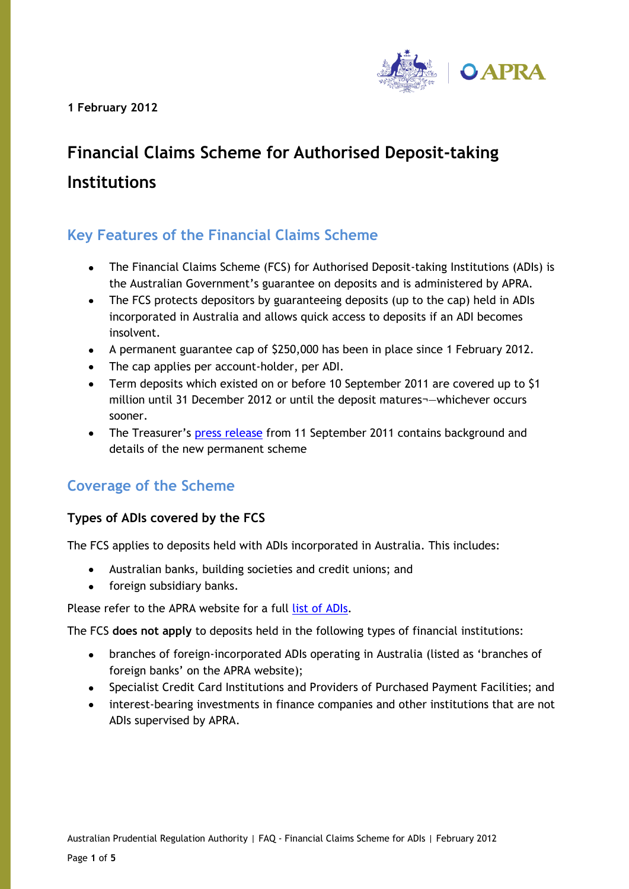1 February 2012

# Financial Claims Scheme for Authorised Deposit-taking Institutions

## Key Features of the Financial Claims Scheme

- The Financial Claims Scheme (FCS) for Authorised Deposit-taking Institutions (ADIs) is the Australian Government's guarantee on deposits and is administered by APRA.
- The FCS protects depositors by guaranteeing deposits (up to the cap) held in ADIs incorporated in Australia and allows quick access to deposits if an ADI becomes insolvent.
- A permanent guarantee cap of $250,000 has been in place since 1 February 2012.
- The cap applies per account-holder, per ADI.
- Term deposits which existed on or before 10 September 2011 are covered up to $1 million until 31 December 2012 or until the deposit matures¬—whichever occurs sooner.
- The Treasurer's press release from 11 September 2011 contains background and details of the new permanent scheme

## Coverage of the Scheme

### Types of ADIs covered by the FCS

The FCS applies to deposits held with ADIs incorporated in Australia. This includes:

- Australian banks, building societies and credit unions; and
- foreign subsidiary banks.

Please refer to the APRA website for a full list of ADIs.

The FCS **does not apply** to deposits held in the following types of financial institutions:

- branches of foreign-incorporated ADIs operating in Australia (listed as 'branches of foreign banks' on the APRA website);
- Specialist Credit Card Institutions and Providers of Purchased Payment Facilities; and
- interest-bearing investments in finance companies and other institutions that are not ADIs supervised by APRA.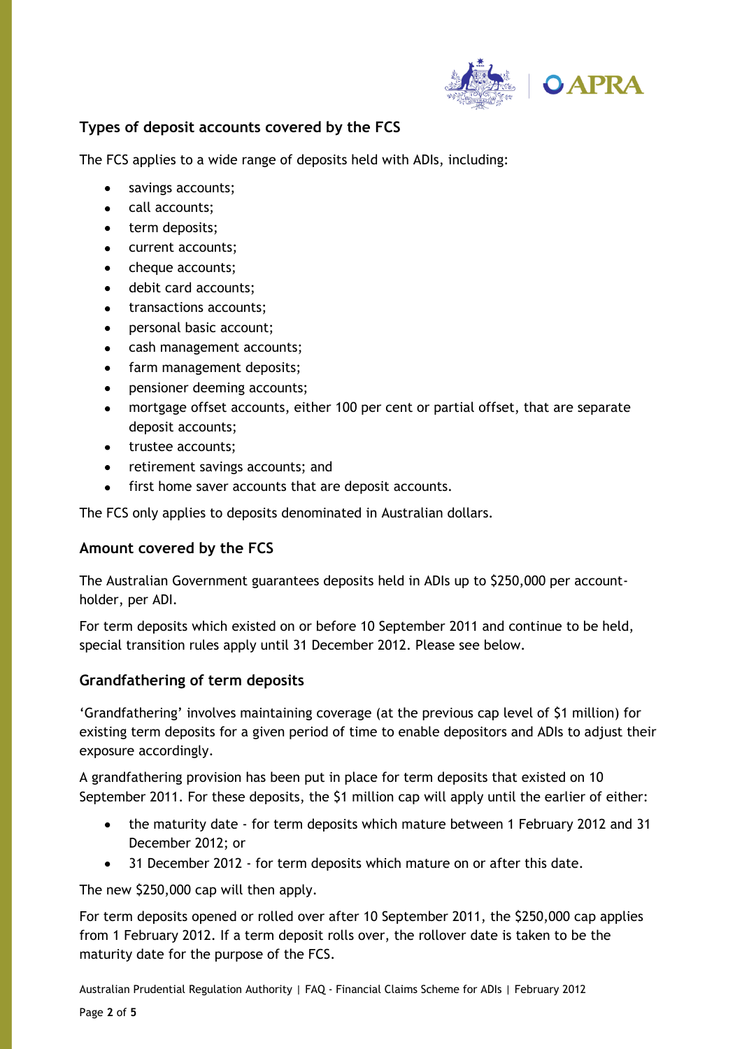## Types of deposit accounts covered by the FCS

The FCS applies to a wide range of deposits held with ADIs, including:

- savings accounts;
- call accounts;
- term deposits;
- current accounts;
- cheque accounts;
- debit card accounts;
- transactions accounts;
- personal basic account;
- cash management accounts;
- farm management deposits;
- pensioner deeming accounts;
- mortgage offset accounts, either 100 per cent or partial offset, that are separate deposit accounts;
- trustee accounts;
- retirement savings accounts; and
- first home saver accounts that are deposit accounts.

The FCS only applies to deposits denominated in Australian dollars.

## Amount covered by the FCS

The Australian Government guarantees deposits held in ADIs up to $250,000 per account-holder, per ADI.

For term deposits which existed on or before 10 September 2011 and continue to be held, special transition rules apply until 31 December 2012. Please see below.

## Grandfathering of term deposits

'Grandfathering' involves maintaining coverage (at the previous cap level of $1 million) for existing term deposits for a given period of time to enable depositors and ADIs to adjust their exposure accordingly.

A grandfathering provision has been put in place for term deposits that existed on 10 September 2011. For these deposits, the $1 million cap will apply until the earlier of either:

- the maturity date - for term deposits which mature between 1 February 2012 and 31 December 2012; or
- 31 December 2012 - for term deposits which mature on or after this date.

The new $250,000 cap will then apply.

For term deposits opened or rolled over after 10 September 2011, the $250,000 cap applies from 1 February 2012. If a term deposit rolls over, the rollover date is taken to be the maturity date for the purpose of the FCS.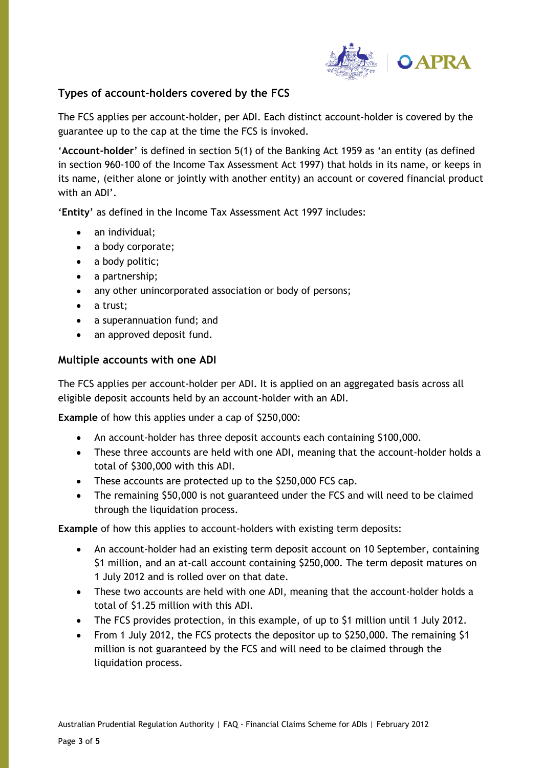### Types of account-holders covered by the FCS

The FCS applies per account-holder, per ADI. Each distinct account-holder is covered by the guarantee up to the cap at the time the FCS is invoked.

'**Account-holder**' is defined in section 5(1) of the Banking Act 1959 as 'an entity (as defined in section 960-100 of the Income Tax Assessment Act 1997) that holds in its name, or keeps in its name, (either alone or jointly with another entity) an account or covered financial product with an ADI'.

'**Entity**' as defined in the Income Tax Assessment Act 1997 includes:

- an individual;
- a body corporate;
- a body politic;
- a partnership;
- any other unincorporated association or body of persons;
- a trust;
- a superannuation fund; and
- an approved deposit fund.

### Multiple accounts with one ADI

The FCS applies per account-holder per ADI. It is applied on an aggregated basis across all eligible deposit accounts held by an account-holder with an ADI.

**Example** of how this applies under a cap of $250,000:

- An account-holder has three deposit accounts each containing $100,000.
- These three accounts are held with one ADI, meaning that the account-holder holds a total of $300,000 with this ADI.
- These accounts are protected up to the $250,000 FCS cap.
- The remaining $50,000 is not guaranteed under the FCS and will need to be claimed through the liquidation process.

**Example** of how this applies to account-holders with existing term deposits:

- An account-holder had an existing term deposit account on 10 September, containing $1 million, and an at-call account containing $250,000. The term deposit matures on 1 July 2012 and is rolled over on that date.
- These two accounts are held with one ADI, meaning that the account-holder holds a total of $1.25 million with this ADI.
- The FCS provides protection, in this example, of up to $1 million until 1 July 2012.
- From 1 July 2012, the FCS protects the depositor up to $250,000. The remaining $1 million is not guaranteed by the FCS and will need to be claimed through the liquidation process.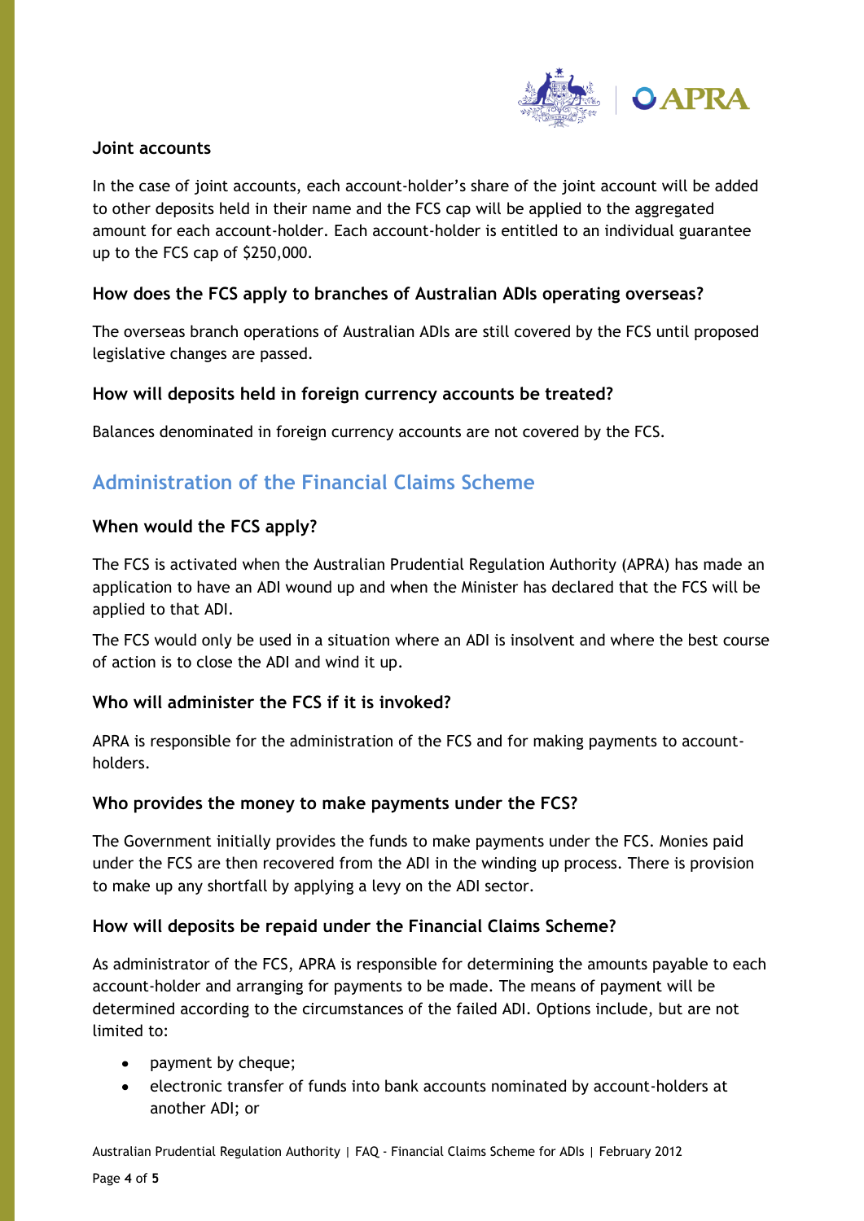### Joint accounts

In the case of joint accounts, each account-holder's share of the joint account will be added to other deposits held in their name and the FCS cap will be applied to the aggregated amount for each account-holder. Each account-holder is entitled to an individual guarantee up to the FCS cap of $250,000.

### How does the FCS apply to branches of Australian ADIs operating overseas?

The overseas branch operations of Australian ADIs are still covered by the FCS until proposed legislative changes are passed.

### How will deposits held in foreign currency accounts be treated?

Balances denominated in foreign currency accounts are not covered by the FCS.

## Administration of the Financial Claims Scheme

### When would the FCS apply?

The FCS is activated when the Australian Prudential Regulation Authority (APRA) has made an application to have an ADI wound up and when the Minister has declared that the FCS will be applied to that ADI.

The FCS would only be used in a situation where an ADI is insolvent and where the best course of action is to close the ADI and wind it up.

### Who will administer the FCS if it is invoked?

APRA is responsible for the administration of the FCS and for making payments to account-holders.

### Who provides the money to make payments under the FCS?

The Government initially provides the funds to make payments under the FCS. Monies paid under the FCS are then recovered from the ADI in the winding up process. There is provision to make up any shortfall by applying a levy on the ADI sector.

### How will deposits be repaid under the Financial Claims Scheme?

As administrator of the FCS, APRA is responsible for determining the amounts payable to each account-holder and arranging for payments to be made. The means of payment will be determined according to the circumstances of the failed ADI. Options include, but are not limited to:

- payment by cheque;
- electronic transfer of funds into bank accounts nominated by account-holders at another ADI; or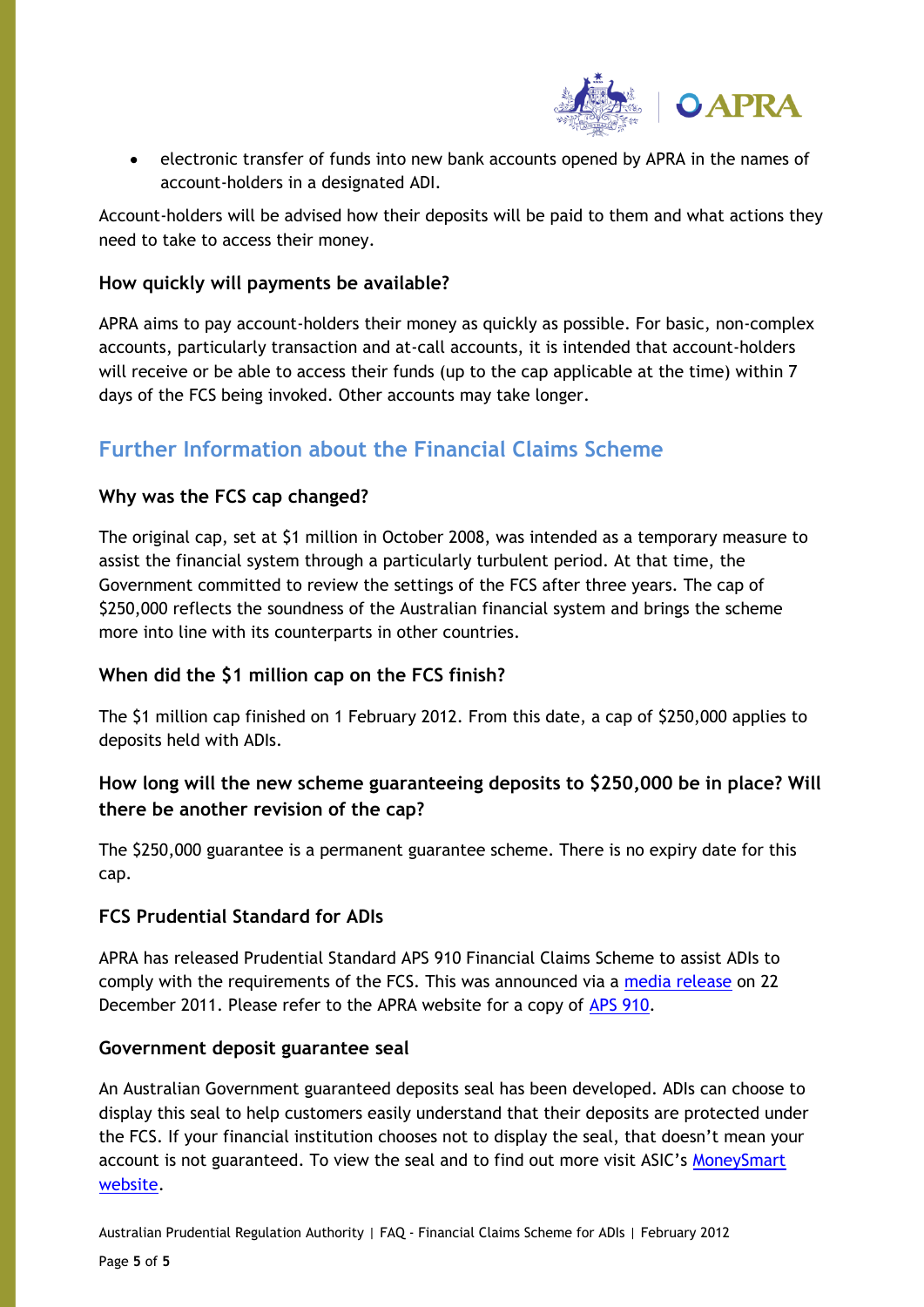- electronic transfer of funds into new bank accounts opened by APRA in the names of account-holders in a designated ADI.

Account-holders will be advised how their deposits will be paid to them and what actions they need to take to access their money.

### How quickly will payments be available?

APRA aims to pay account-holders their money as quickly as possible. For basic, non-complex accounts, particularly transaction and at-call accounts, it is intended that account-holders will receive or be able to access their funds (up to the cap applicable at the time) within 7 days of the FCS being invoked. Other accounts may take longer.

## Further Information about the Financial Claims Scheme

### Why was the FCS cap changed?

The original cap, set at $1 million in October 2008, was intended as a temporary measure to assist the financial system through a particularly turbulent period. At that time, the Government committed to review the settings of the FCS after three years. The cap of $250,000 reflects the soundness of the Australian financial system and brings the scheme more into line with its counterparts in other countries.

### When did the $1 million cap on the FCS finish?

The $1 million cap finished on 1 February 2012. From this date, a cap of $250,000 applies to deposits held with ADIs.

### How long will the new scheme guaranteeing deposits to $250,000 be in place? Will there be another revision of the cap?

The $250,000 guarantee is a permanent guarantee scheme. There is no expiry date for this cap.

### FCS Prudential Standard for ADIs

APRA has released Prudential Standard APS 910 Financial Claims Scheme to assist ADIs to comply with the requirements of the FCS. This was announced via a media release on 22 December 2011. Please refer to the APRA website for a copy of APS 910.

### Government deposit guarantee seal

An Australian Government guaranteed deposits seal has been developed. ADIs can choose to display this seal to help customers easily understand that their deposits are protected under the FCS. If your financial institution chooses not to display the seal, that doesn't mean your account is not guaranteed. To view the seal and to find out more visit ASIC's MoneySmart website.